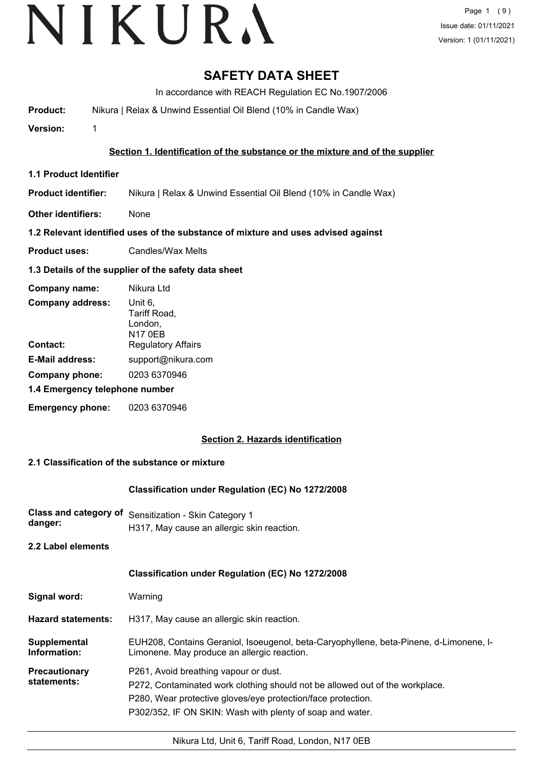# SAFETY DATA SHEET

In accordance with REACH Regulation EC No.1907/2006

**Product:** Nikura | Relax & Unwind Essential Oil Blend (10% in Candle Wax)

**Version:** 1

## Section 1. Identification of the substance or the mixture and of the supplier

### 1.1 Product Identifier

**Product identifier:** Nikura | Relax & Unwind Essential Oil Blend (10% in Candle Wax)

**Other identifiers:** None

### 1.2 Relevant identified uses of the substance of mixture and uses advised against

**Product uses:** Candles/Wax Melts

### 1.3 Details of the supplier of the safety data sheet

**Company name:** Nikura Ltd

**Company address:** Unit 6, Tariff Road, London, N17 0EB

**Contact:** Regulatory Affairs

**E-Mail address:** support@nikura.com

**Company phone:** 0203 6370946

### 1.4 Emergency telephone number

**Emergency phone:** 0203 6370946

## Section 2. Hazards identification

### 2.1 Classification of the substance or mixture

**Classification under Regulation (EC) No 1272/2008**

**Class and category of danger:** Sensitization - Skin Category 1
H317, May cause an allergic skin reaction.

### 2.2 Label elements

**Classification under Regulation (EC) No 1272/2008**

**Signal word:** Warning

**Hazard statements:** H317, May cause an allergic skin reaction.

**Supplemental Information:** EUH208, Contains Geraniol, Isoeugenol, beta-Caryophyllene, beta-Pinene, d-Limonene, l-Limonene. May produce an allergic reaction.

**Precautionary statements:**
P261, Avoid breathing vapour or dust.
P272, Contaminated work clothing should not be allowed out of the workplace.
P280, Wear protective gloves/eye protection/face protection.
P302/352, IF ON SKIN: Wash with plenty of soap and water.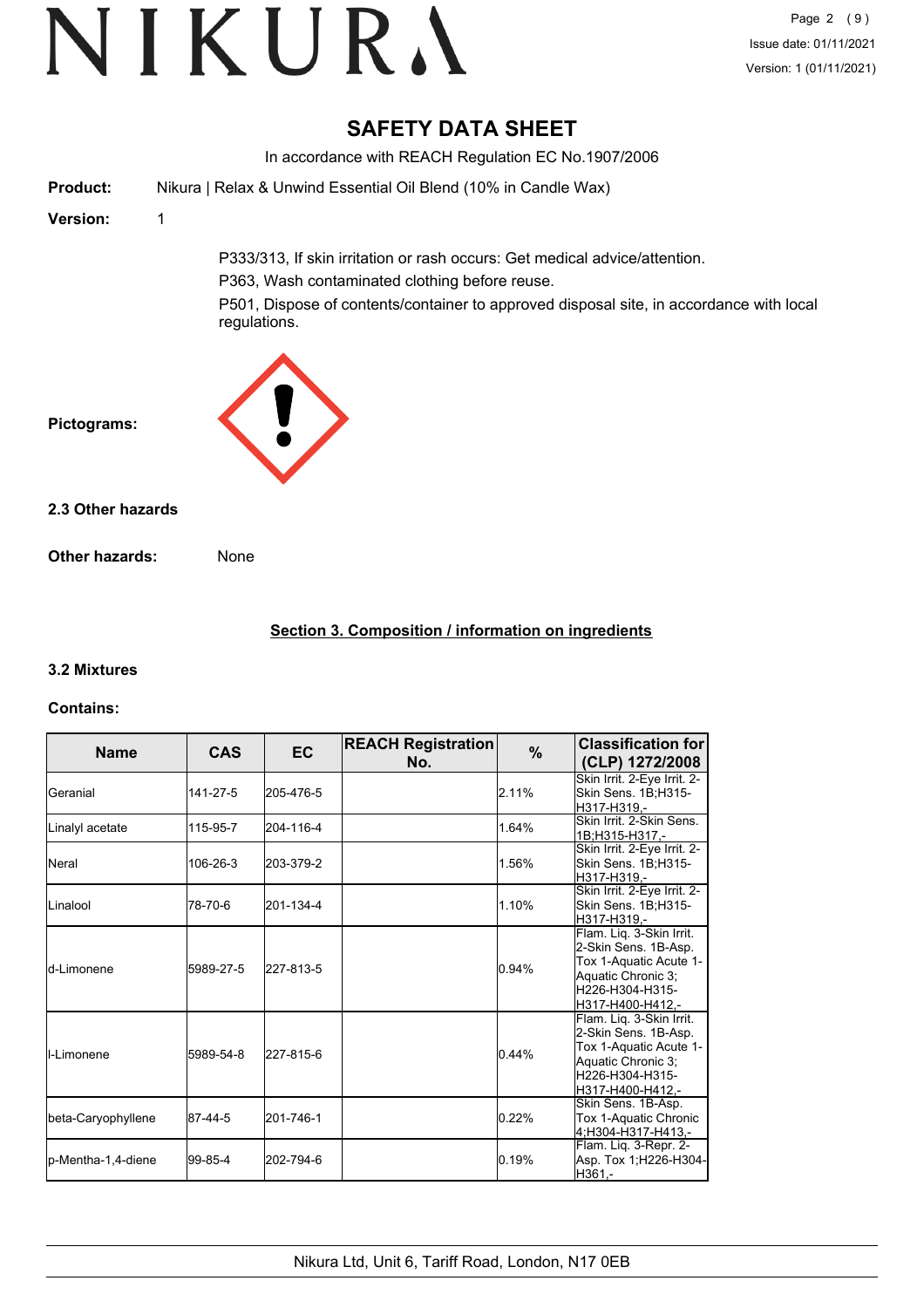# SAFETY DATA SHEET

In accordance with REACH Regulation EC No.1907/2006

**Product:** Nikura | Relax & Unwind Essential Oil Blend (10% in Candle Wax)

**Version:** 1

P333/313, If skin irritation or rash occurs: Get medical advice/attention.

P363, Wash contaminated clothing before reuse.

P501, Dispose of contents/container to approved disposal site, in accordance with local regulations.

**Pictograms:**

### 2.3 Other hazards

**Other hazards:** None

## Section 3. Composition / information on ingredients

### 3.2 Mixtures

**Contains:**

| Name | CAS | EC | REACH Registration No. | % | Classification for (CLP) 1272/2008 |
|---|---|---|---|---|---|
| Geranial | 141-27-5 | 205-476-5 | | 2.11% | Skin Irrit. 2-Eye Irrit. 2-Skin Sens. 1B;H315-H317-H319,- |
| Linalyl acetate | 115-95-7 | 204-116-4 | | 1.64% | Skin Irrit. 2-Skin Sens. 1B;H315-H317,- |
| Neral | 106-26-3 | 203-379-2 | | 1.56% | Skin Irrit. 2-Eye Irrit. 2-Skin Sens. 1B;H315-H317-H319,- |
| Linalool | 78-70-6 | 201-134-4 | | 1.10% | Skin Irrit. 2-Eye Irrit. 2-Skin Sens. 1B;H315-H317-H319,- |
| d-Limonene | 5989-27-5 | 227-813-5 | | 0.94% | Flam. Liq. 3-Skin Irrit. 2-Skin Sens. 1B-Asp. Tox 1-Aquatic Acute 1-Aquatic Chronic 3;H226-H304-H315-H317-H400-H412,- |
| l-Limonene | 5989-54-8 | 227-815-6 | | 0.44% | Flam. Liq. 3-Skin Irrit. 2-Skin Sens. 1B-Asp. Tox 1-Aquatic Acute 1-Aquatic Chronic 3;H226-H304-H315-H317-H400-H412,- |
| beta-Caryophyllene | 87-44-5 | 201-746-1 | | 0.22% | Skin Sens. 1B-Asp. Tox 1-Aquatic Chronic 4;H304-H317-H413,- |
| p-Mentha-1,4-diene | 99-85-4 | 202-794-6 | | 0.19% | Flam. Liq. 3-Repr. 2-Asp. Tox 1;H226-H304-H361,- |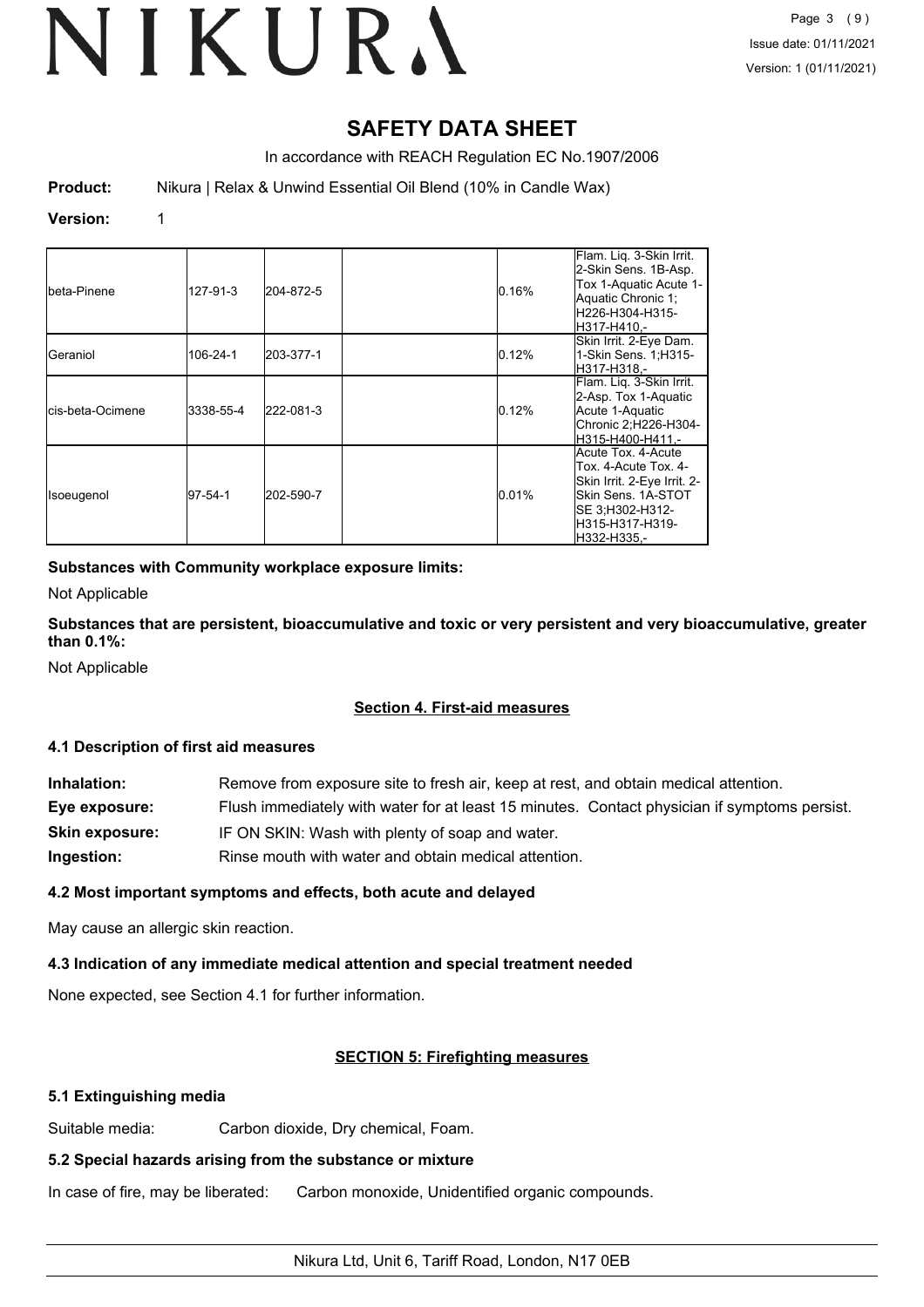# SAFETY DATA SHEET

In accordance with REACH Regulation EC No.1907/2006

**Product:** Nikura | Relax & Unwind Essential Oil Blend (10% in Candle Wax)

**Version:** 1

| | | | | | |
|---|---|---|---|---|---|
| beta-Pinene | 127-91-3 | 204-872-5 | | 0.16% | Flam. Liq. 3-Skin Irrit. 2-Skin Sens. 1B-Asp. Tox 1-Aquatic Acute 1-Aquatic Chronic 1; H226-H304-H315-H317-H410,- |
| Geraniol | 106-24-1 | 203-377-1 | | 0.12% | Skin Irrit. 2-Eye Dam. 1-Skin Sens. 1;H315-H317-H318,- |
| cis-beta-Ocimene | 3338-55-4 | 222-081-3 | | 0.12% | Flam. Liq. 3-Skin Irrit. 2-Asp. Tox 1-Aquatic Acute 1-Aquatic Chronic 2;H226-H304-H315-H400-H411,- |
| Isoeugenol | 97-54-1 | 202-590-7 | | 0.01% | Acute Tox. 4-Acute Tox. 4-Acute Tox. 4-Skin Irrit. 2-Eye Irrit. 2-Skin Sens. 1A-STOT SE 3;H302-H312-H315-H317-H319-H332-H335,- |

**Substances with Community workplace exposure limits:**

Not Applicable

**Substances that are persistent, bioaccumulative and toxic or very persistent and very bioaccumulative, greater than 0.1%:**

Not Applicable

## Section 4. First-aid measures

### 4.1 Description of first aid measures

**Inhalation:** Remove from exposure site to fresh air, keep at rest, and obtain medical attention.

**Eye exposure:** Flush immediately with water for at least 15 minutes. Contact physician if symptoms persist.

**Skin exposure:** IF ON SKIN: Wash with plenty of soap and water.

**Ingestion:** Rinse mouth with water and obtain medical attention.

### 4.2 Most important symptoms and effects, both acute and delayed

May cause an allergic skin reaction.

### 4.3 Indication of any immediate medical attention and special treatment needed

None expected, see Section 4.1 for further information.

## SECTION 5: Firefighting measures

### 5.1 Extinguishing media

Suitable media: Carbon dioxide, Dry chemical, Foam.

### 5.2 Special hazards arising from the substance or mixture

In case of fire, may be liberated: Carbon monoxide, Unidentified organic compounds.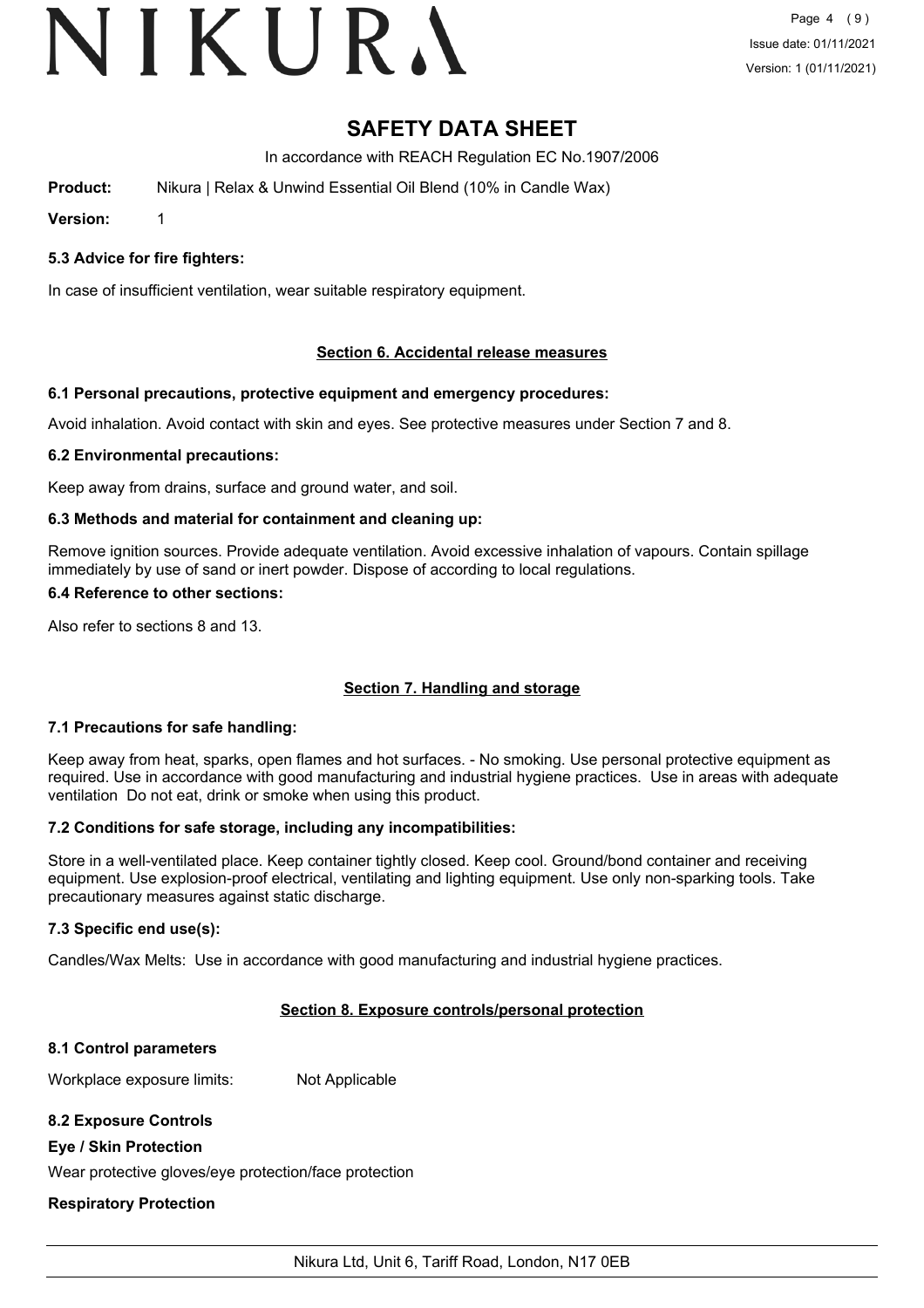# SAFETY DATA SHEET

In accordance with REACH Regulation EC No.1907/2006

**Product:** Nikura | Relax & Unwind Essential Oil Blend (10% in Candle Wax)

**Version:** 1

### 5.3 Advice for fire fighters:

In case of insufficient ventilation, wear suitable respiratory equipment.

## Section 6. Accidental release measures

### 6.1 Personal precautions, protective equipment and emergency procedures:

Avoid inhalation. Avoid contact with skin and eyes. See protective measures under Section 7 and 8.

### 6.2 Environmental precautions:

Keep away from drains, surface and ground water, and soil.

### 6.3 Methods and material for containment and cleaning up:

Remove ignition sources. Provide adequate ventilation. Avoid excessive inhalation of vapours. Contain spillage immediately by use of sand or inert powder. Dispose of according to local regulations.

### 6.4 Reference to other sections:

Also refer to sections 8 and 13.

## Section 7. Handling and storage

### 7.1 Precautions for safe handling:

Keep away from heat, sparks, open flames and hot surfaces. - No smoking. Use personal protective equipment as required. Use in accordance with good manufacturing and industrial hygiene practices. Use in areas with adequate ventilation Do not eat, drink or smoke when using this product.

### 7.2 Conditions for safe storage, including any incompatibilities:

Store in a well-ventilated place. Keep container tightly closed. Keep cool. Ground/bond container and receiving equipment. Use explosion-proof electrical, ventilating and lighting equipment. Use only non-sparking tools. Take precautionary measures against static discharge.

### 7.3 Specific end use(s):

Candles/Wax Melts: Use in accordance with good manufacturing and industrial hygiene practices.

## Section 8. Exposure controls/personal protection

### 8.1 Control parameters

Workplace exposure limits: Not Applicable

### 8.2 Exposure Controls

**Eye / Skin Protection**

Wear protective gloves/eye protection/face protection

**Respiratory Protection**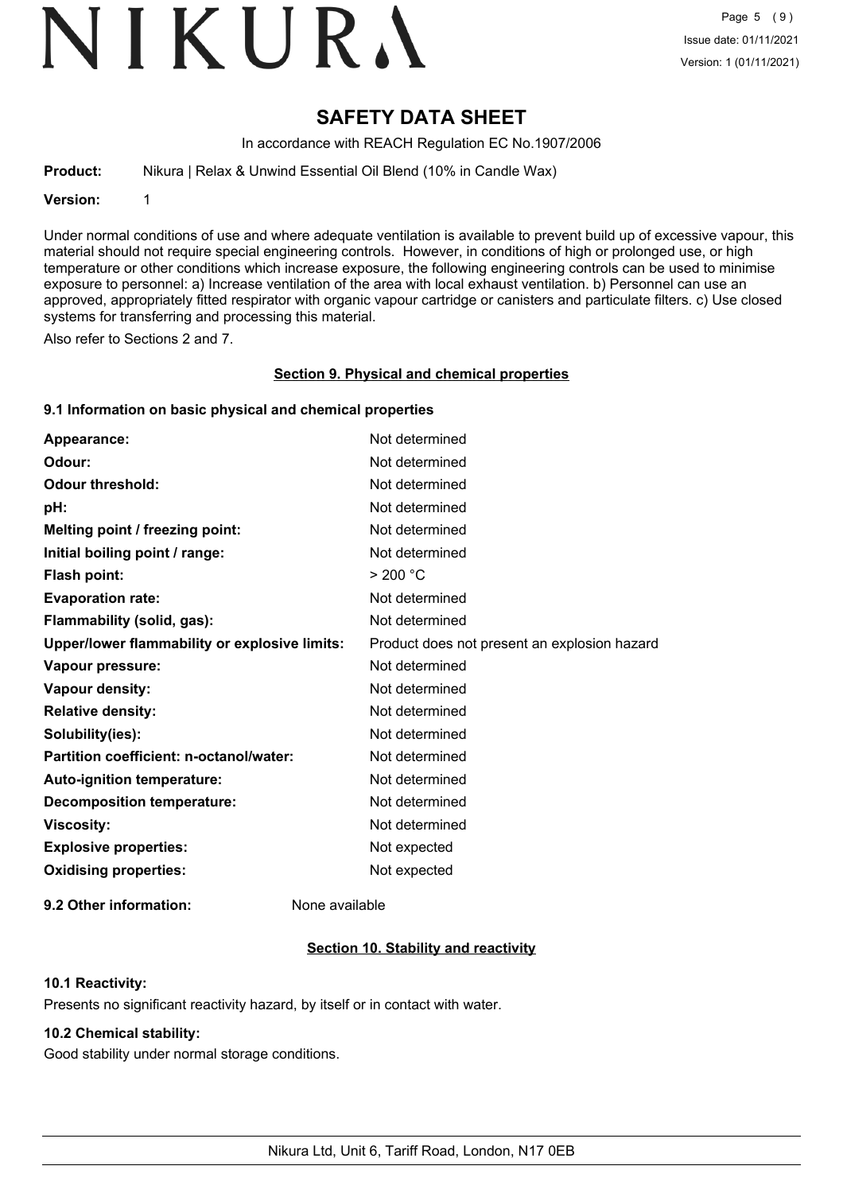# SAFETY DATA SHEET

In accordance with REACH Regulation EC No.1907/2006

**Product:** Nikura | Relax & Unwind Essential Oil Blend (10% in Candle Wax)

**Version:** 1

Under normal conditions of use and where adequate ventilation is available to prevent build up of excessive vapour, this material should not require special engineering controls. However, in conditions of high or prolonged use, or high temperature or other conditions which increase exposure, the following engineering controls can be used to minimise exposure to personnel: a) Increase ventilation of the area with local exhaust ventilation. b) Personnel can use an approved, appropriately fitted respirator with organic vapour cartridge or canisters and particulate filters. c) Use closed systems for transferring and processing this material.

Also refer to Sections 2 and 7.

## Section 9. Physical and chemical properties

### 9.1 Information on basic physical and chemical properties

| | |
|---|---|
| **Appearance:** | Not determined |
| **Odour:** | Not determined |
| **Odour threshold:** | Not determined |
| **pH:** | Not determined |
| **Melting point / freezing point:** | Not determined |
| **Initial boiling point / range:** | Not determined |
| **Flash point:** | > 200 °C |
| **Evaporation rate:** | Not determined |
| **Flammability (solid, gas):** | Not determined |
| **Upper/lower flammability or explosive limits:** | Product does not present an explosion hazard |
| **Vapour pressure:** | Not determined |
| **Vapour density:** | Not determined |
| **Relative density:** | Not determined |
| **Solubility(ies):** | Not determined |
| **Partition coefficient: n-octanol/water:** | Not determined |
| **Auto-ignition temperature:** | Not determined |
| **Decomposition temperature:** | Not determined |
| **Viscosity:** | Not determined |
| **Explosive properties:** | Not expected |
| **Oxidising properties:** | Not expected |

**9.2 Other information:** None available

## Section 10. Stability and reactivity

### 10.1 Reactivity:

Presents no significant reactivity hazard, by itself or in contact with water.

### 10.2 Chemical stability:

Good stability under normal storage conditions.

Nikura Ltd, Unit 6, Tariff Road, London, N17 0EB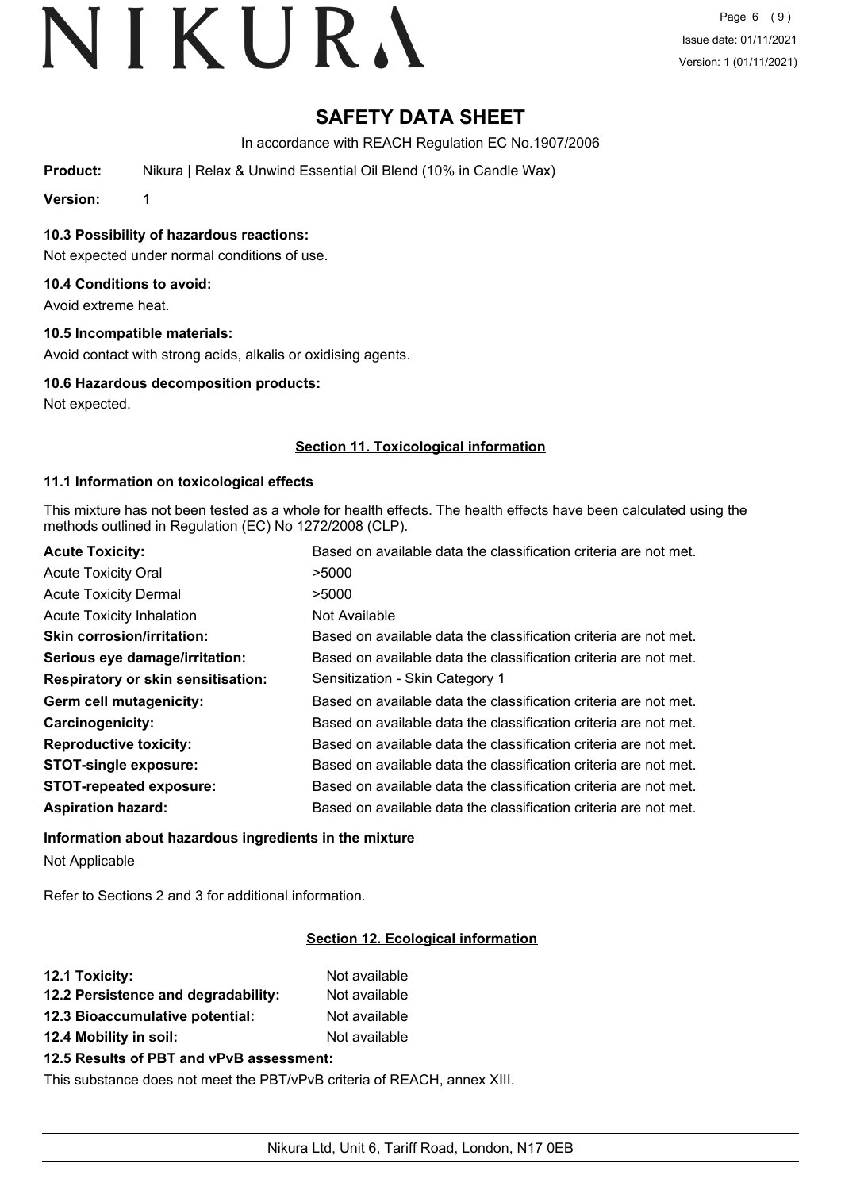# SAFETY DATA SHEET

In accordance with REACH Regulation EC No.1907/2006

**Product:** Nikura | Relax & Unwind Essential Oil Blend (10% in Candle Wax)

**Version:** 1

### 10.3 Possibility of hazardous reactions:

Not expected under normal conditions of use.

### 10.4 Conditions to avoid:

Avoid extreme heat.

### 10.5 Incompatible materials:

Avoid contact with strong acids, alkalis or oxidising agents.

### 10.6 Hazardous decomposition products:

Not expected.

## Section 11. Toxicological information

### 11.1 Information on toxicological effects

This mixture has not been tested as a whole for health effects. The health effects have been calculated using the methods outlined in Regulation (EC) No 1272/2008 (CLP).

| | |
|---|---|
| **Acute Toxicity:** | Based on available data the classification criteria are not met. |
| Acute Toxicity Oral | >5000 |
| Acute Toxicity Dermal | >5000 |
| Acute Toxicity Inhalation | Not Available |
| **Skin corrosion/irritation:** | Based on available data the classification criteria are not met. |
| **Serious eye damage/irritation:** | Based on available data the classification criteria are not met. |
| **Respiratory or skin sensitisation:** | Sensitization - Skin Category 1 |
| **Germ cell mutagenicity:** | Based on available data the classification criteria are not met. |
| **Carcinogenicity:** | Based on available data the classification criteria are not met. |
| **Reproductive toxicity:** | Based on available data the classification criteria are not met. |
| **STOT-single exposure:** | Based on available data the classification criteria are not met. |
| **STOT-repeated exposure:** | Based on available data the classification criteria are not met. |
| **Aspiration hazard:** | Based on available data the classification criteria are not met. |

### Information about hazardous ingredients in the mixture

Not Applicable

Refer to Sections 2 and 3 for additional information.

## Section 12. Ecological information

| | |
|---|---|
| **12.1 Toxicity:** | Not available |
| **12.2 Persistence and degradability:** | Not available |
| **12.3 Bioaccumulative potential:** | Not available |
| **12.4 Mobility in soil:** | Not available |

### 12.5 Results of PBT and vPvB assessment:

This substance does not meet the PBT/vPvB criteria of REACH, annex XIII.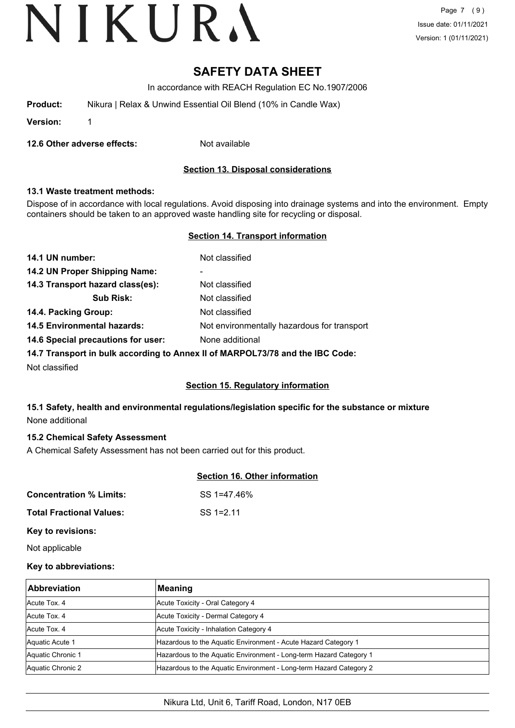# SAFETY DATA SHEET

In accordance with REACH Regulation EC No.1907/2006

**Product:** Nikura | Relax & Unwind Essential Oil Blend (10% in Candle Wax)

**Version:** 1

**12.6 Other adverse effects:** Not available

## Section 13. Disposal considerations

### 13.1 Waste treatment methods:

Dispose of in accordance with local regulations. Avoid disposing into drainage systems and into the environment. Empty containers should be taken to an approved waste handling site for recycling or disposal.

## Section 14. Transport information

**14.1 UN number:** Not classified

**14.2 UN Proper Shipping Name:** -

**14.3 Transport hazard class(es):** Not classified

**Sub Risk:** Not classified

**14.4. Packing Group:** Not classified

**14.5 Environmental hazards:** Not environmentally hazardous for transport

**14.6 Special precautions for user:** None additional

**14.7 Transport in bulk according to Annex II of MARPOL73/78 and the IBC Code:**

Not classified

## Section 15. Regulatory information

### 15.1 Safety, health and environmental regulations/legislation specific for the substance or mixture

None additional

### 15.2 Chemical Safety Assessment

A Chemical Safety Assessment has not been carried out for this product.

## Section 16. Other information

**Concentration % Limits:** SS 1=47.46%

**Total Fractional Values:** SS 1=2.11

**Key to revisions:**

Not applicable

**Key to abbreviations:**

| Abbreviation | Meaning |
|---|---|
| Acute Tox. 4 | Acute Toxicity - Oral Category 4 |
| Acute Tox. 4 | Acute Toxicity - Dermal Category 4 |
| Acute Tox. 4 | Acute Toxicity - Inhalation Category 4 |
| Aquatic Acute 1 | Hazardous to the Aquatic Environment - Acute Hazard Category 1 |
| Aquatic Chronic 1 | Hazardous to the Aquatic Environment - Long-term Hazard Category 1 |
| Aquatic Chronic 2 | Hazardous to the Aquatic Environment - Long-term Hazard Category 2 |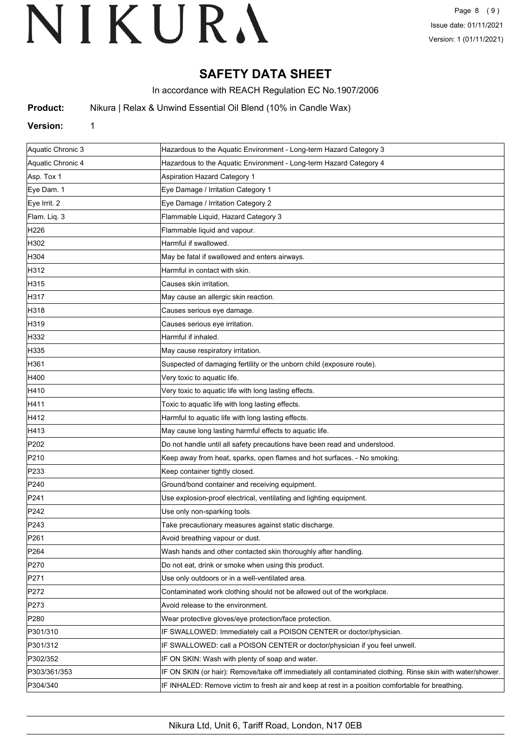# SAFETY DATA SHEET

In accordance with REACH Regulation EC No.1907/2006

**Product:** Nikura | Relax & Unwind Essential Oil Blend (10% in Candle Wax)

**Version:** 1

| | |
|---|---|
| Aquatic Chronic 3 | Hazardous to the Aquatic Environment - Long-term Hazard Category 3 |
| Aquatic Chronic 4 | Hazardous to the Aquatic Environment - Long-term Hazard Category 4 |
| Asp. Tox 1 | Aspiration Hazard Category 1 |
| Eye Dam. 1 | Eye Damage / Irritation Category 1 |
| Eye Irrit. 2 | Eye Damage / Irritation Category 2 |
| Flam. Liq. 3 | Flammable Liquid, Hazard Category 3 |
| H226 | Flammable liquid and vapour. |
| H302 | Harmful if swallowed. |
| H304 | May be fatal if swallowed and enters airways. |
| H312 | Harmful in contact with skin. |
| H315 | Causes skin irritation. |
| H317 | May cause an allergic skin reaction. |
| H318 | Causes serious eye damage. |
| H319 | Causes serious eye irritation. |
| H332 | Harmful if inhaled. |
| H335 | May cause respiratory irritation. |
| H361 | Suspected of damaging fertility or the unborn child (exposure route). |
| H400 | Very toxic to aquatic life. |
| H410 | Very toxic to aquatic life with long lasting effects. |
| H411 | Toxic to aquatic life with long lasting effects. |
| H412 | Harmful to aquatic life with long lasting effects. |
| H413 | May cause long lasting harmful effects to aquatic life. |
| P202 | Do not handle until all safety precautions have been read and understood. |
| P210 | Keep away from heat, sparks, open flames and hot surfaces. - No smoking. |
| P233 | Keep container tightly closed. |
| P240 | Ground/bond container and receiving equipment. |
| P241 | Use explosion-proof electrical, ventilating and lighting equipment. |
| P242 | Use only non-sparking tools. |
| P243 | Take precautionary measures against static discharge. |
| P261 | Avoid breathing vapour or dust. |
| P264 | Wash hands and other contacted skin thoroughly after handling. |
| P270 | Do not eat, drink or smoke when using this product. |
| P271 | Use only outdoors or in a well-ventilated area. |
| P272 | Contaminated work clothing should not be allowed out of the workplace. |
| P273 | Avoid release to the environment. |
| P280 | Wear protective gloves/eye protection/face protection. |
| P301/310 | IF SWALLOWED: Immediately call a POISON CENTER or doctor/physician. |
| P301/312 | IF SWALLOWED: call a POISON CENTER or doctor/physician if you feel unwell. |
| P302/352 | IF ON SKIN: Wash with plenty of soap and water. |
| P303/361/353 | IF ON SKIN (or hair): Remove/take off immediately all contaminated clothing. Rinse skin with water/shower. |
| P304/340 | IF INHALED: Remove victim to fresh air and keep at rest in a position comfortable for breathing. |

Nikura Ltd, Unit 6, Tariff Road, London, N17 0EB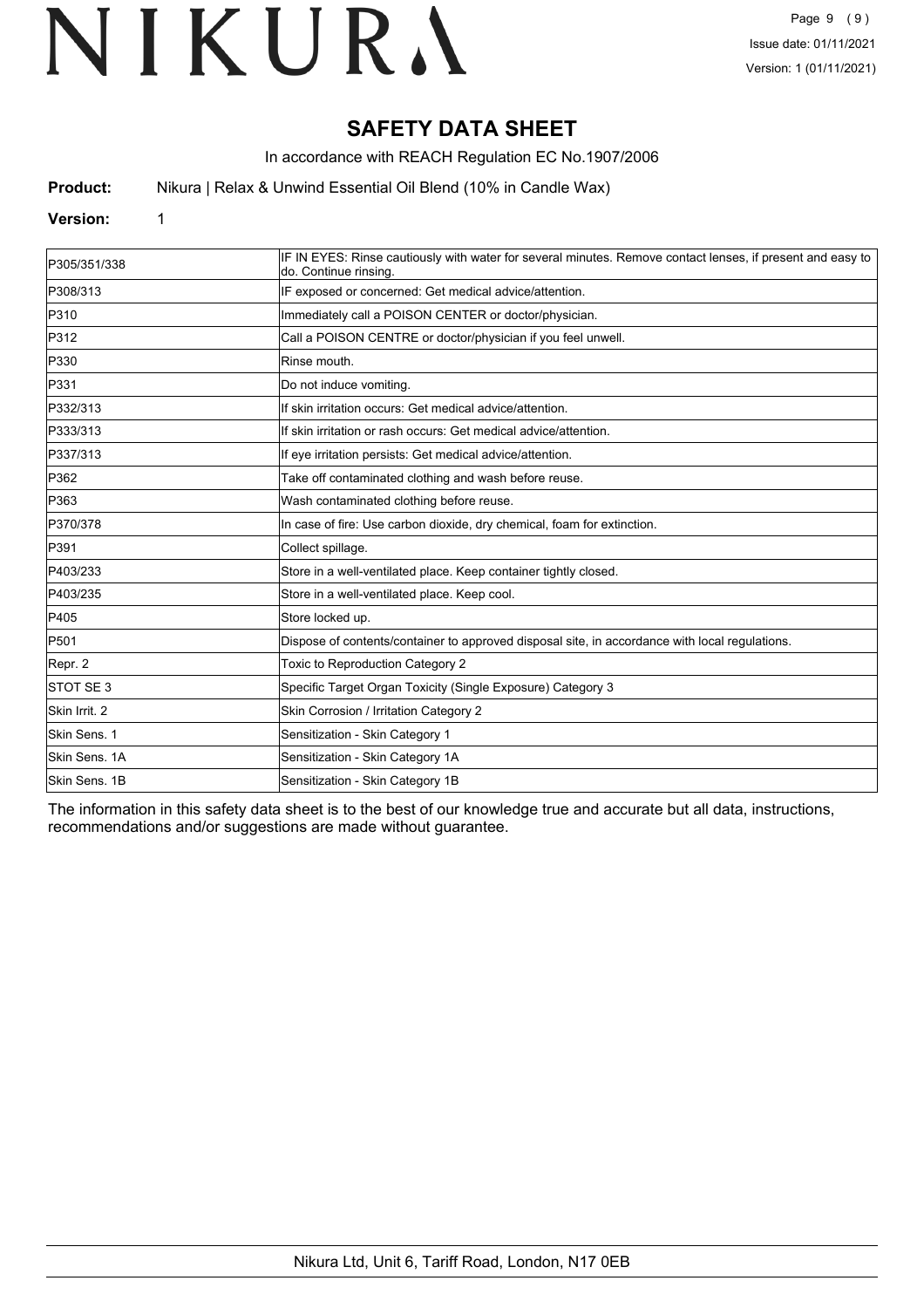# SAFETY DATA SHEET

In accordance with REACH Regulation EC No.1907/2006

**Product:** Nikura | Relax & Unwind Essential Oil Blend (10% in Candle Wax)

**Version:** 1

| | |
|---|---|
| P305/351/338 | IF IN EYES: Rinse cautiously with water for several minutes. Remove contact lenses, if present and easy to do. Continue rinsing. |
| P308/313 | IF exposed or concerned: Get medical advice/attention. |
| P310 | Immediately call a POISON CENTER or doctor/physician. |
| P312 | Call a POISON CENTRE or doctor/physician if you feel unwell. |
| P330 | Rinse mouth. |
| P331 | Do not induce vomiting. |
| P332/313 | If skin irritation occurs: Get medical advice/attention. |
| P333/313 | If skin irritation or rash occurs: Get medical advice/attention. |
| P337/313 | If eye irritation persists: Get medical advice/attention. |
| P362 | Take off contaminated clothing and wash before reuse. |
| P363 | Wash contaminated clothing before reuse. |
| P370/378 | In case of fire: Use carbon dioxide, dry chemical, foam for extinction. |
| P391 | Collect spillage. |
| P403/233 | Store in a well-ventilated place. Keep container tightly closed. |
| P403/235 | Store in a well-ventilated place. Keep cool. |
| P405 | Store locked up. |
| P501 | Dispose of contents/container to approved disposal site, in accordance with local regulations. |
| Repr. 2 | Toxic to Reproduction Category 2 |
| STOT SE 3 | Specific Target Organ Toxicity (Single Exposure) Category 3 |
| Skin Irrit. 2 | Skin Corrosion / Irritation Category 2 |
| Skin Sens. 1 | Sensitization - Skin Category 1 |
| Skin Sens. 1A | Sensitization - Skin Category 1A |
| Skin Sens. 1B | Sensitization - Skin Category 1B |

The information in this safety data sheet is to the best of our knowledge true and accurate but all data, instructions, recommendations and/or suggestions are made without guarantee.